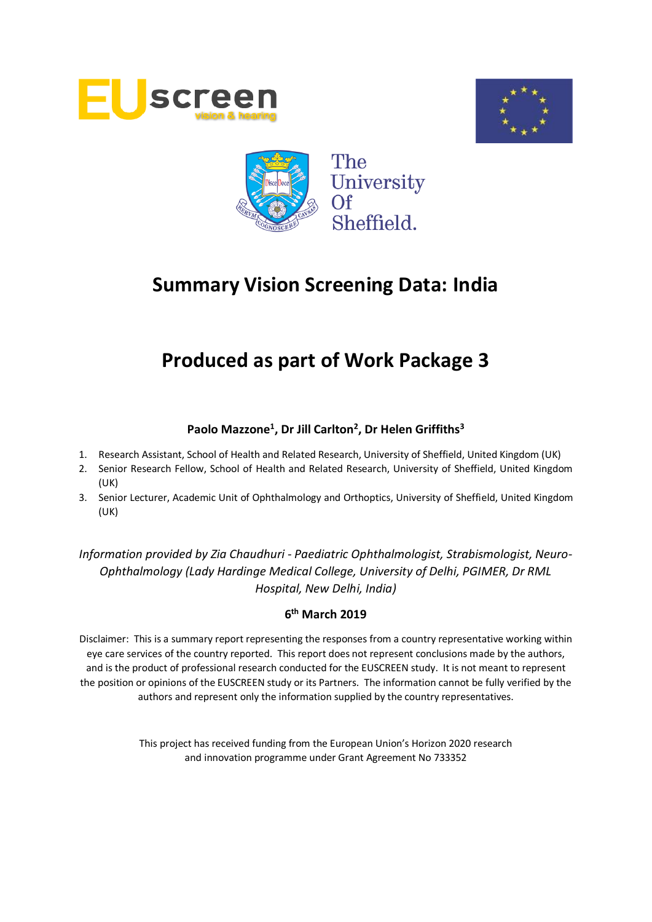# Summary Vision Screening Data: India

# Produced as part of Work Package 3

**Paolo Mazzone[1], Dr Jill Carlton[2], Dr Helen Griffiths[3]**

1. Research Assistant, School of Health and Related Research, University of Sheffield, United Kingdom (UK)
2. Senior Research Fellow, School of Health and Related Research, University of Sheffield, United Kingdom (UK)
3. Senior Lecturer, Academic Unit of Ophthalmology and Orthoptics, University of Sheffield, United Kingdom (UK)

*Information provided by Zia Chaudhuri - Paediatric Ophthalmologist, Strabismologist, Neuro-Ophthalmology (Lady Hardinge Medical College, University of Delhi, PGIMER, Dr RML Hospital, New Delhi, India)*

**6th March 2019**

Disclaimer: This is a summary report representing the responses from a country representative working within eye care services of the country reported. This report does not represent conclusions made by the authors, and is the product of professional research conducted for the EUSCREEN study. It is not meant to represent the position or opinions of the EUSCREEN study or its Partners. The information cannot be fully verified by the authors and represent only the information supplied by the country representatives.

This project has received funding from the European Union's Horizon 2020 research and innovation programme under Grant Agreement No 733352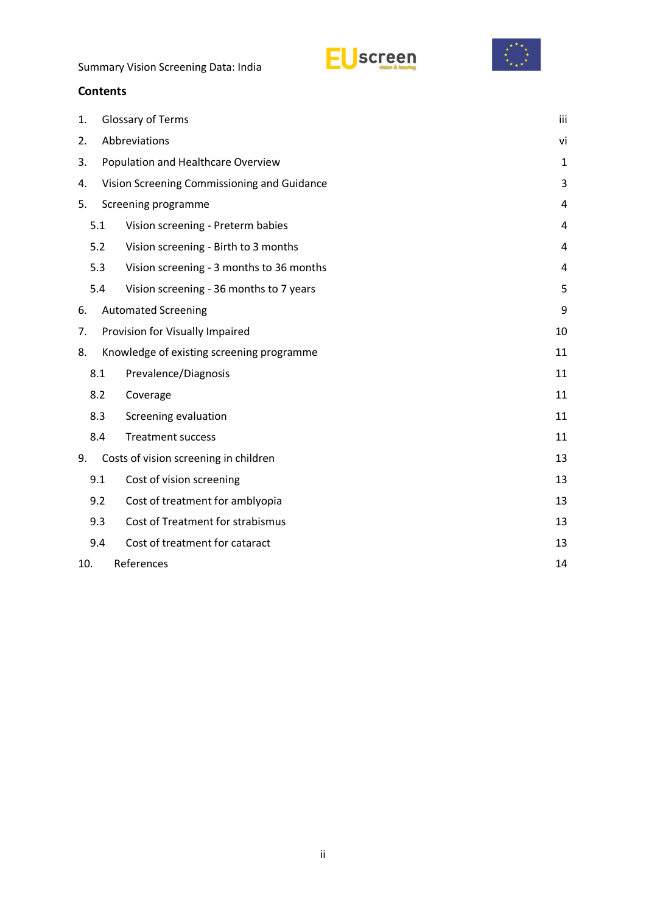## Contents

| | | |
|---|---|---|
| 1. | Glossary of Terms | iii |
| 2. | Abbreviations | vi |
| 3. | Population and Healthcare Overview | 1 |
| 4. | Vision Screening Commissioning and Guidance | 3 |
| 5. | Screening programme | 4 |
| 5.1 | Vision screening - Preterm babies | 4 |
| 5.2 | Vision screening - Birth to 3 months | 4 |
| 5.3 | Vision screening - 3 months to 36 months | 4 |
| 5.4 | Vision screening - 36 months to 7 years | 5 |
| 6. | Automated Screening | 9 |
| 7. | Provision for Visually Impaired | 10 |
| 8. | Knowledge of existing screening programme | 11 |
| 8.1 | Prevalence/Diagnosis | 11 |
| 8.2 | Coverage | 11 |
| 8.3 | Screening evaluation | 11 |
| 8.4 | Treatment success | 11 |
| 9. | Costs of vision screening in children | 13 |
| 9.1 | Cost of vision screening | 13 |
| 9.2 | Cost of treatment for amblyopia | 13 |
| 9.3 | Cost of Treatment for strabismus | 13 |
| 9.4 | Cost of treatment for cataract | 13 |
| 10. | References | 14 |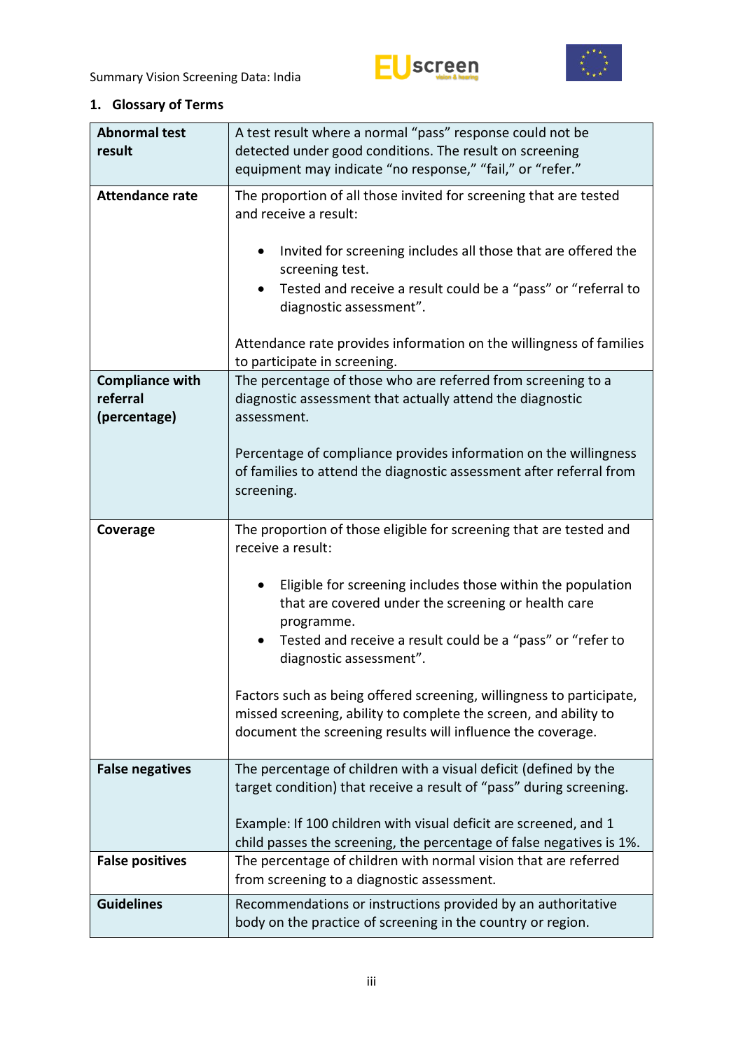## 1. Glossary of Terms

| | |
|---|---|
| **Abnormal test result** | A test result where a normal "pass" response could not be detected under good conditions. The result on screening equipment may indicate "no response," "fail," or "refer." |
| **Attendance rate** | The proportion of all those invited for screening that are tested and receive a result:<br><br>• Invited for screening includes all those that are offered the screening test.<br>• Tested and receive a result could be a "pass" or "referral to diagnostic assessment".<br><br>Attendance rate provides information on the willingness of families to participate in screening. |
| **Compliance with referral (percentage)** | The percentage of those who are referred from screening to a diagnostic assessment that actually attend the diagnostic assessment.<br><br>Percentage of compliance provides information on the willingness of families to attend the diagnostic assessment after referral from screening. |
| **Coverage** | The proportion of those eligible for screening that are tested and receive a result:<br><br>• Eligible for screening includes those within the population that are covered under the screening or health care programme.<br>• Tested and receive a result could be a "pass" or "refer to diagnostic assessment".<br><br>Factors such as being offered screening, willingness to participate, missed screening, ability to complete the screen, and ability to document the screening results will influence the coverage. |
| **False negatives** | The percentage of children with a visual deficit (defined by the target condition) that receive a result of "pass" during screening.<br><br>Example: If 100 children with visual deficit are screened, and 1 child passes the screening, the percentage of false negatives is 1%. |
| **False positives** | The percentage of children with normal vision that are referred from screening to a diagnostic assessment. |
| **Guidelines** | Recommendations or instructions provided by an authoritative body on the practice of screening in the country or region. |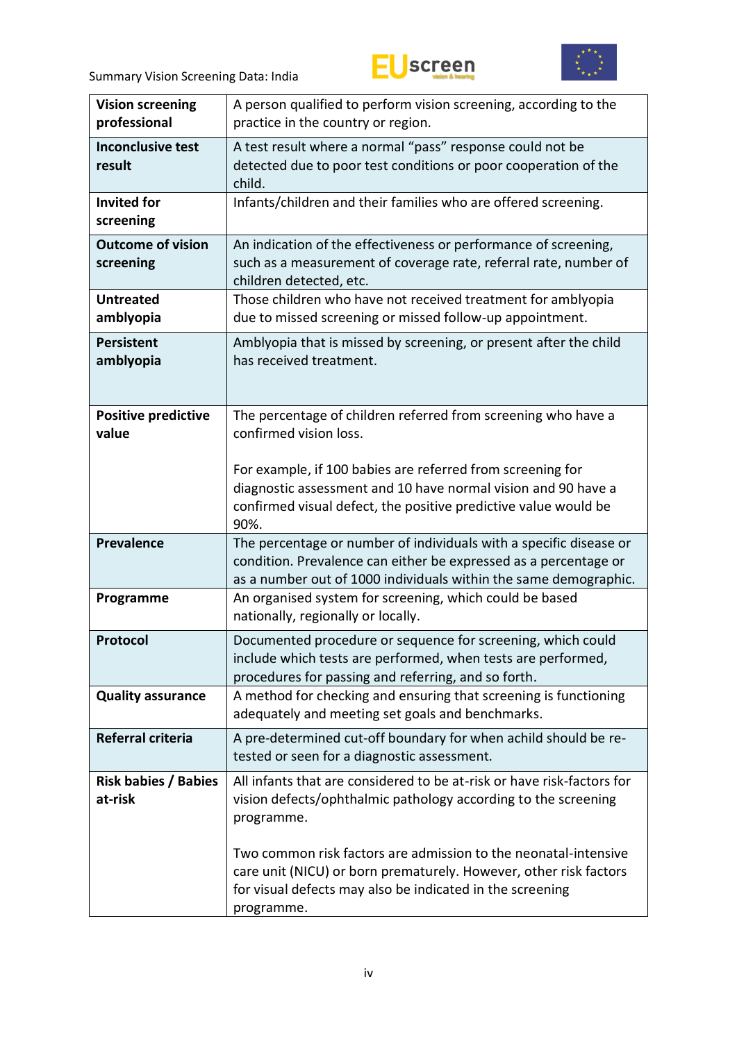| | |
|---|---|
| **Vision screening professional** | A person qualified to perform vision screening, according to the practice in the country or region. |
| **Inconclusive test result** | A test result where a normal “pass” response could not be detected due to poor test conditions or poor cooperation of the child. |
| **Invited for screening** | Infants/children and their families who are offered screening. |
| **Outcome of vision screening** | An indication of the effectiveness or performance of screening, such as a measurement of coverage rate, referral rate, number of children detected, etc. |
| **Untreated amblyopia** | Those children who have not received treatment for amblyopia due to missed screening or missed follow-up appointment. |
| **Persistent amblyopia** | Amblyopia that is missed by screening, or present after the child has received treatment. |
| **Positive predictive value** | The percentage of children referred from screening who have a confirmed vision loss.<br><br>For example, if 100 babies are referred from screening for diagnostic assessment and 10 have normal vision and 90 have a confirmed visual defect, the positive predictive value would be 90%. |
| **Prevalence** | The percentage or number of individuals with a specific disease or condition. Prevalence can either be expressed as a percentage or as a number out of 1000 individuals within the same demographic. |
| **Programme** | An organised system for screening, which could be based nationally, regionally or locally. |
| **Protocol** | Documented procedure or sequence for screening, which could include which tests are performed, when tests are performed, procedures for passing and referring, and so forth. |
| **Quality assurance** | A method for checking and ensuring that screening is functioning adequately and meeting set goals and benchmarks. |
| **Referral criteria** | A pre-determined cut-off boundary for when achild should be re-tested or seen for a diagnostic assessment. |
| **Risk babies / Babies at-risk** | All infants that are considered to be at-risk or have risk-factors for vision defects/ophthalmic pathology according to the screening programme.<br><br>Two common risk factors are admission to the neonatal-intensive care unit (NICU) or born prematurely. However, other risk factors for visual defects may also be indicated in the screening programme. |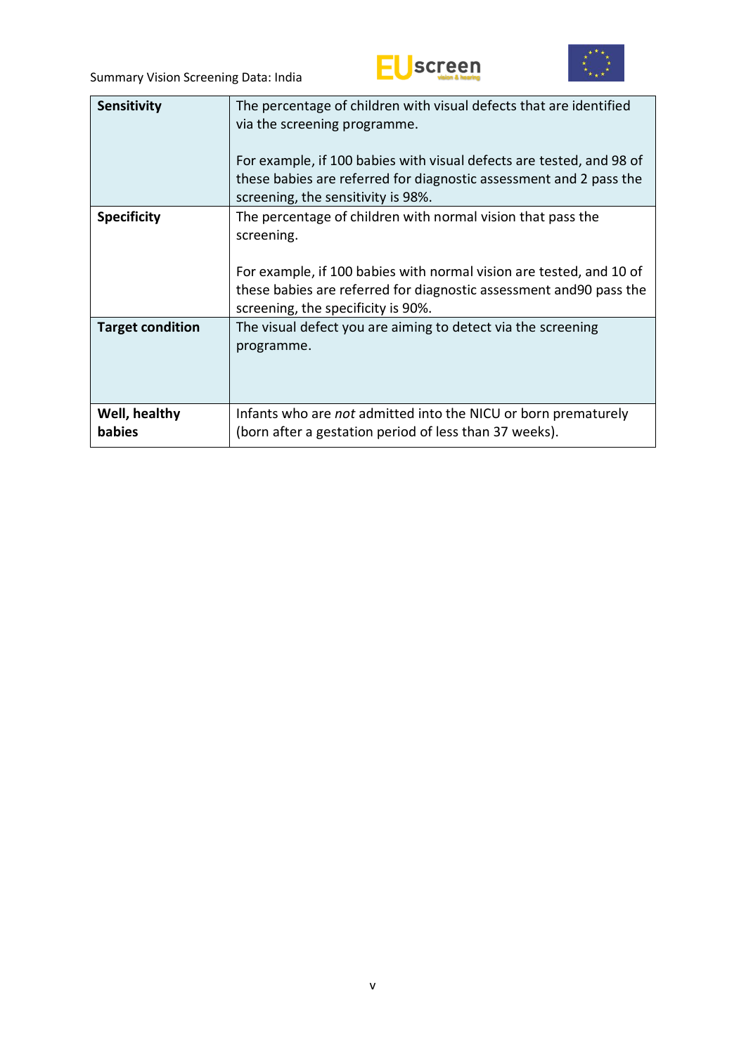| | |
|---|---|
| **Sensitivity** | The percentage of children with visual defects that are identified via the screening programme.<br><br>For example, if 100 babies with visual defects are tested, and 98 of these babies are referred for diagnostic assessment and 2 pass the screening, the sensitivity is 98%. |
| **Specificity** | The percentage of children with normal vision that pass the screening.<br><br>For example, if 100 babies with normal vision are tested, and 10 of these babies are referred for diagnostic assessment and90 pass the screening, the specificity is 90%. |
| **Target condition** | The visual defect you are aiming to detect via the screening programme. |
| **Well, healthy babies** | Infants who are *not* admitted into the NICU or born prematurely (born after a gestation period of less than 37 weeks). |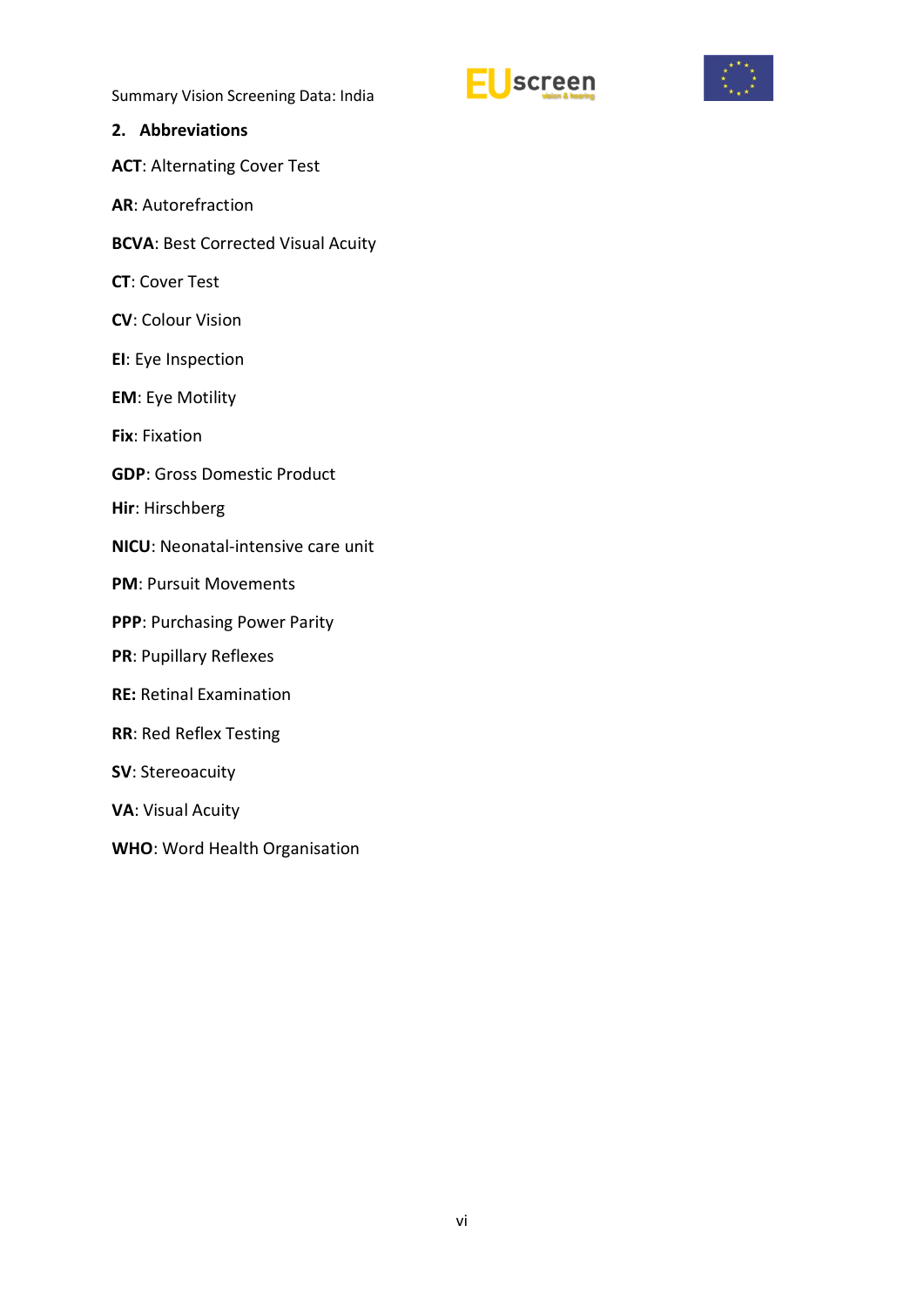## 2. Abbreviations

**ACT**: Alternating Cover Test

**AR**: Autorefraction

**BCVA**: Best Corrected Visual Acuity

**CT**: Cover Test

**CV**: Colour Vision

**EI**: Eye Inspection

**EM**: Eye Motility

**Fix**: Fixation

**GDP**: Gross Domestic Product

**Hir**: Hirschberg

**NICU**: Neonatal-intensive care unit

**PM**: Pursuit Movements

**PPP**: Purchasing Power Parity

**PR**: Pupillary Reflexes

**RE:** Retinal Examination

**RR**: Red Reflex Testing

**SV**: Stereoacuity

**VA**: Visual Acuity

**WHO**: Word Health Organisation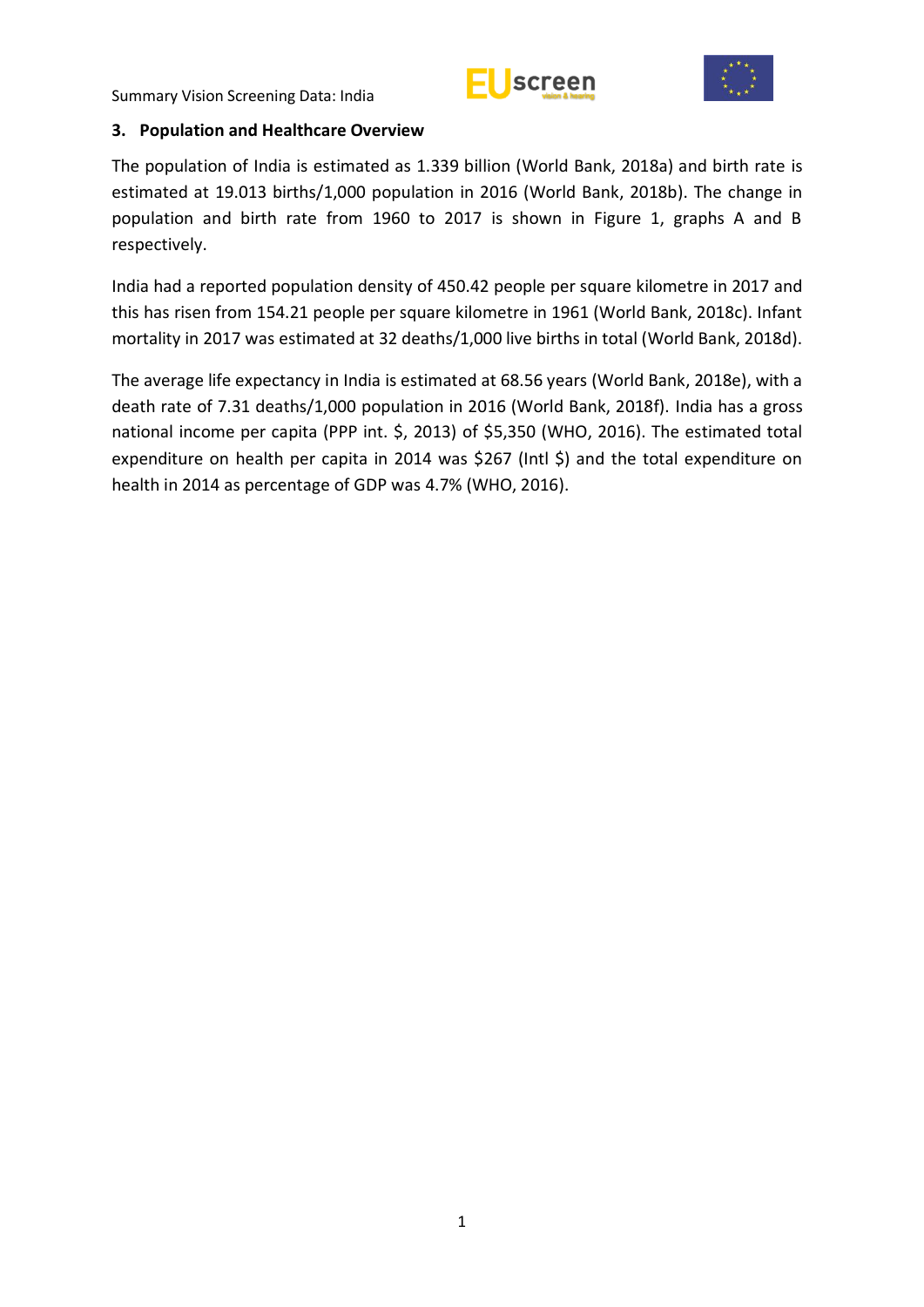## 3. Population and Healthcare Overview

The population of India is estimated as 1.339 billion (World Bank, 2018a) and birth rate is estimated at 19.013 births/1,000 population in 2016 (World Bank, 2018b). The change in population and birth rate from 1960 to 2017 is shown in Figure 1, graphs A and B respectively.

India had a reported population density of 450.42 people per square kilometre in 2017 and this has risen from 154.21 people per square kilometre in 1961 (World Bank, 2018c). Infant mortality in 2017 was estimated at 32 deaths/1,000 live births in total (World Bank, 2018d).

The average life expectancy in India is estimated at 68.56 years (World Bank, 2018e), with a death rate of 7.31 deaths/1,000 population in 2016 (World Bank, 2018f). India has a gross national income per capita (PPP int. $, 2013) of $5,350 (WHO, 2016). The estimated total expenditure on health per capita in 2014 was $267 (Intl $) and the total expenditure on health in 2014 as percentage of GDP was 4.7% (WHO, 2016).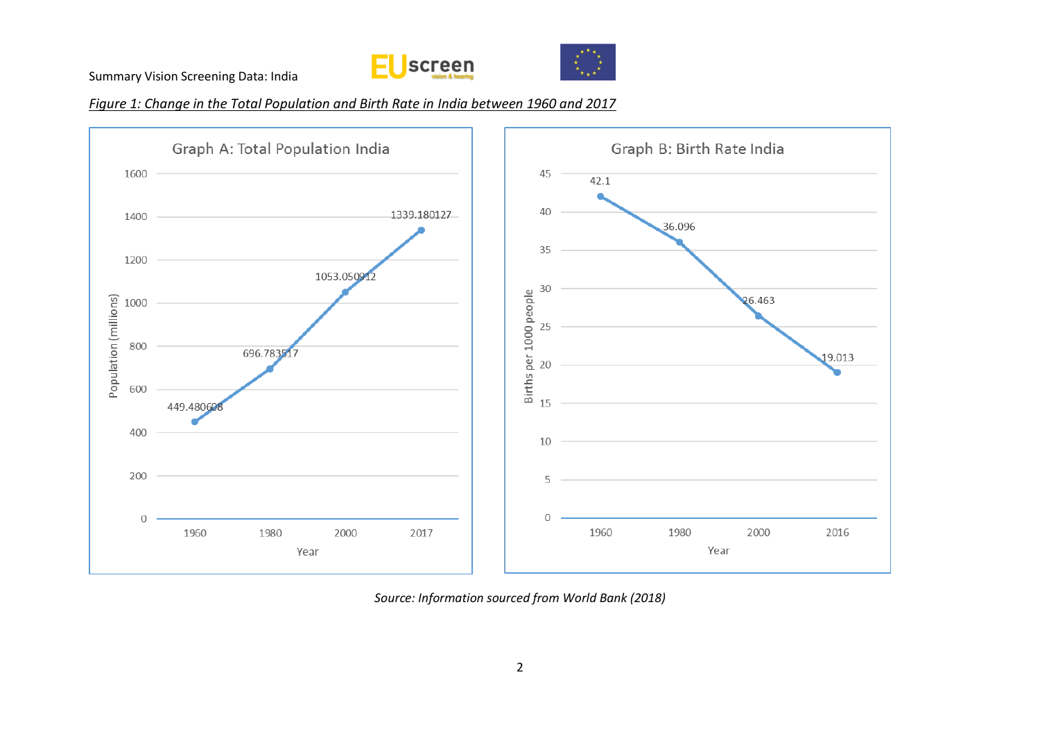*Figure 1: Change in the Total Population and Birth Rate in India between 1960 and 2017*

**Graph A: Total Population India**

| Year | Population (millions) |
|---|---|
| 1960 | 449.480608 |
| 1980 | 696.783517 |
| 2000 | 1053.050912 |
| 2017 | 1339.180127 |

**Graph B: Birth Rate India**

| Year | Births per 1000 people |
|---|---|
| 1960 | 42.1 |
| 1980 | 36.096 |
| 2000 | 26.463 |
| 2016 | 19.013 |

*Source: Information sourced from World Bank (2018)*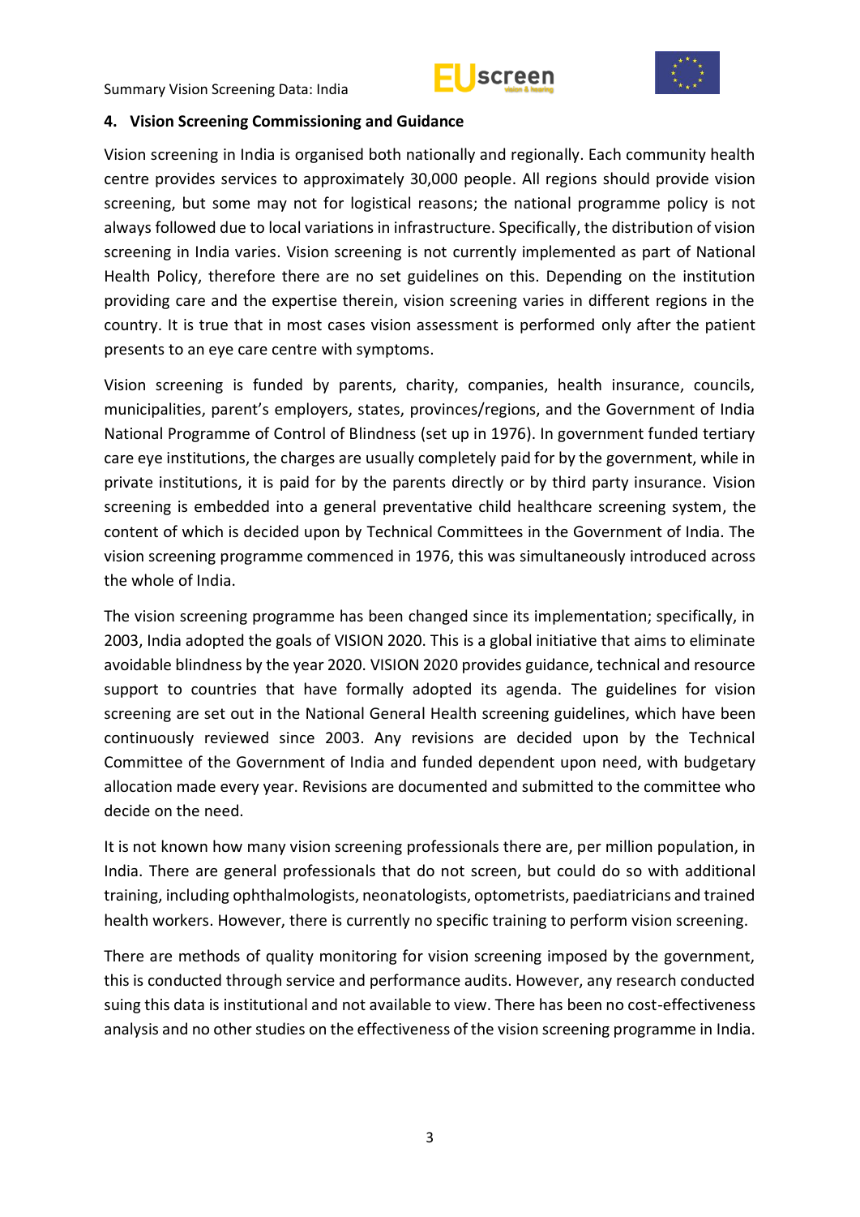## 4. Vision Screening Commissioning and Guidance

Vision screening in India is organised both nationally and regionally. Each community health centre provides services to approximately 30,000 people. All regions should provide vision screening, but some may not for logistical reasons; the national programme policy is not always followed due to local variations in infrastructure. Specifically, the distribution of vision screening in India varies. Vision screening is not currently implemented as part of National Health Policy, therefore there are no set guidelines on this. Depending on the institution providing care and the expertise therein, vision screening varies in different regions in the country. It is true that in most cases vision assessment is performed only after the patient presents to an eye care centre with symptoms.

Vision screening is funded by parents, charity, companies, health insurance, councils, municipalities, parent's employers, states, provinces/regions, and the Government of India National Programme of Control of Blindness (set up in 1976). In government funded tertiary care eye institutions, the charges are usually completely paid for by the government, while in private institutions, it is paid for by the parents directly or by third party insurance. Vision screening is embedded into a general preventative child healthcare screening system, the content of which is decided upon by Technical Committees in the Government of India. The vision screening programme commenced in 1976, this was simultaneously introduced across the whole of India.

The vision screening programme has been changed since its implementation; specifically, in 2003, India adopted the goals of VISION 2020. This is a global initiative that aims to eliminate avoidable blindness by the year 2020. VISION 2020 provides guidance, technical and resource support to countries that have formally adopted its agenda. The guidelines for vision screening are set out in the National General Health screening guidelines, which have been continuously reviewed since 2003. Any revisions are decided upon by the Technical Committee of the Government of India and funded dependent upon need, with budgetary allocation made every year. Revisions are documented and submitted to the committee who decide on the need.

It is not known how many vision screening professionals there are, per million population, in India. There are general professionals that do not screen, but could do so with additional training, including ophthalmologists, neonatologists, optometrists, paediatricians and trained health workers. However, there is currently no specific training to perform vision screening.

There are methods of quality monitoring for vision screening imposed by the government, this is conducted through service and performance audits. However, any research conducted suing this data is institutional and not available to view. There has been no cost-effectiveness analysis and no other studies on the effectiveness of the vision screening programme in India.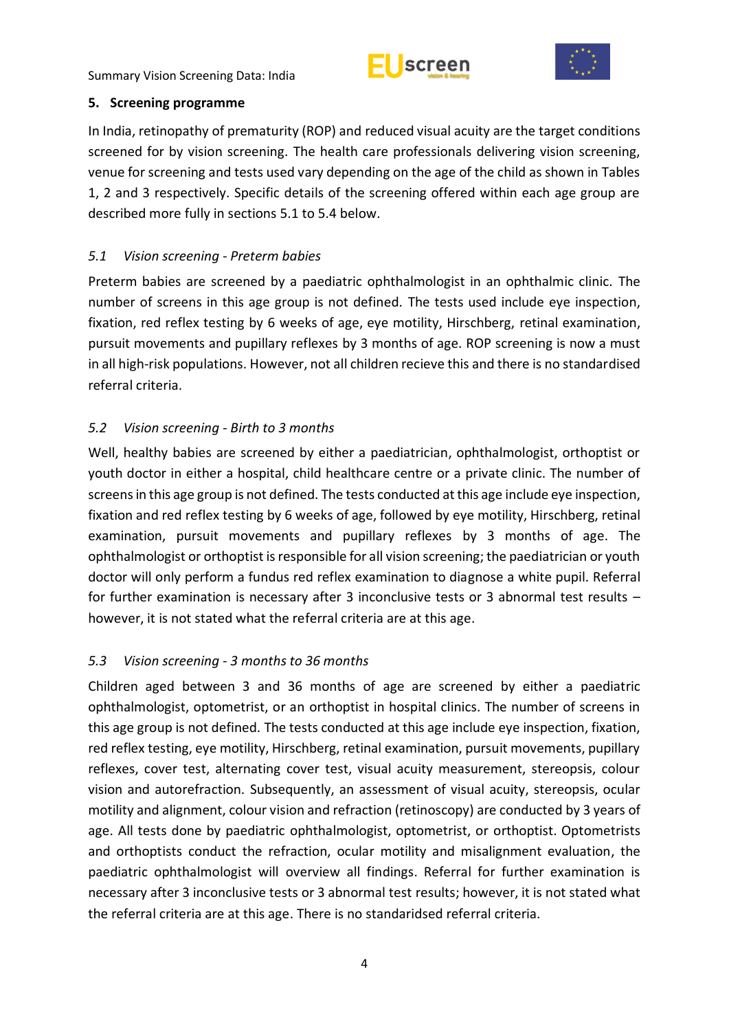## 5. Screening programme

In India, retinopathy of prematurity (ROP) and reduced visual acuity are the target conditions screened for by vision screening. The health care professionals delivering vision screening, venue for screening and tests used vary depending on the age of the child as shown in Tables 1, 2 and 3 respectively. Specific details of the screening offered within each age group are described more fully in sections 5.1 to 5.4 below.

### *5.1 Vision screening - Preterm babies*

Preterm babies are screened by a paediatric ophthalmologist in an ophthalmic clinic. The number of screens in this age group is not defined. The tests used include eye inspection, fixation, red reflex testing by 6 weeks of age, eye motility, Hirschberg, retinal examination, pursuit movements and pupillary reflexes by 3 months of age. ROP screening is now a must in all high-risk populations. However, not all children recieve this and there is no standardised referral criteria.

### *5.2 Vision screening - Birth to 3 months*

Well, healthy babies are screened by either a paediatrician, ophthalmologist, orthoptist or youth doctor in either a hospital, child healthcare centre or a private clinic. The number of screens in this age group is not defined. The tests conducted at this age include eye inspection, fixation and red reflex testing by 6 weeks of age, followed by eye motility, Hirschberg, retinal examination, pursuit movements and pupillary reflexes by 3 months of age. The ophthalmologist or orthoptist is responsible for all vision screening; the paediatrician or youth doctor will only perform a fundus red reflex examination to diagnose a white pupil. Referral for further examination is necessary after 3 inconclusive tests or 3 abnormal test results – however, it is not stated what the referral criteria are at this age.

### *5.3 Vision screening - 3 months to 36 months*

Children aged between 3 and 36 months of age are screened by either a paediatric ophthalmologist, optometrist, or an orthoptist in hospital clinics. The number of screens in this age group is not defined. The tests conducted at this age include eye inspection, fixation, red reflex testing, eye motility, Hirschberg, retinal examination, pursuit movements, pupillary reflexes, cover test, alternating cover test, visual acuity measurement, stereopsis, colour vision and autorefraction. Subsequently, an assessment of visual acuity, stereopsis, ocular motility and alignment, colour vision and refraction (retinoscopy) are conducted by 3 years of age. All tests done by paediatric ophthalmologist, optometrist, or orthoptist. Optometrists and orthoptists conduct the refraction, ocular motility and misalignment evaluation, the paediatric ophthalmologist will overview all findings. Referral for further examination is necessary after 3 inconclusive tests or 3 abnormal test results; however, it is not stated what the referral criteria are at this age. There is no standaridsed referral criteria.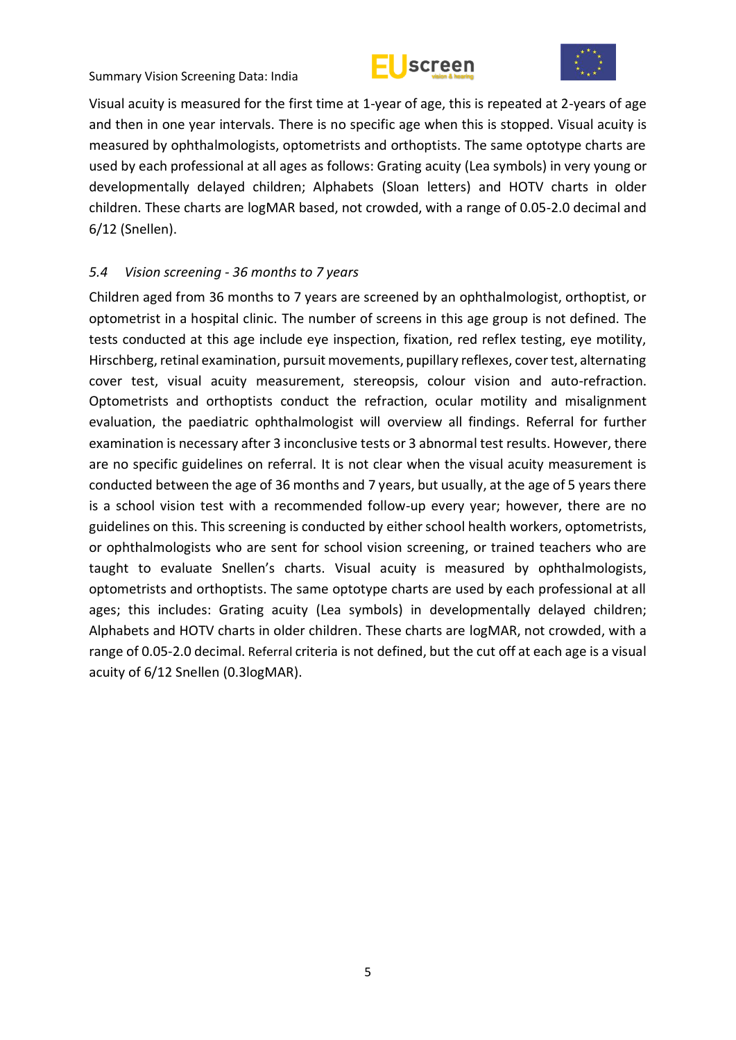Visual acuity is measured for the first time at 1-year of age, this is repeated at 2-years of age and then in one year intervals. There is no specific age when this is stopped. Visual acuity is measured by ophthalmologists, optometrists and orthoptists. The same optotype charts are used by each professional at all ages as follows: Grating acuity (Lea symbols) in very young or developmentally delayed children; Alphabets (Sloan letters) and HOTV charts in older children. These charts are logMAR based, not crowded, with a range of 0.05-2.0 decimal and 6/12 (Snellen).

### *5.4 Vision screening - 36 months to 7 years*

Children aged from 36 months to 7 years are screened by an ophthalmologist, orthoptist, or optometrist in a hospital clinic. The number of screens in this age group is not defined. The tests conducted at this age include eye inspection, fixation, red reflex testing, eye motility, Hirschberg, retinal examination, pursuit movements, pupillary reflexes, cover test, alternating cover test, visual acuity measurement, stereopsis, colour vision and auto-refraction. Optometrists and orthoptists conduct the refraction, ocular motility and misalignment evaluation, the paediatric ophthalmologist will overview all findings. Referral for further examination is necessary after 3 inconclusive tests or 3 abnormal test results. However, there are no specific guidelines on referral. It is not clear when the visual acuity measurement is conducted between the age of 36 months and 7 years, but usually, at the age of 5 years there is a school vision test with a recommended follow-up every year; however, there are no guidelines on this. This screening is conducted by either school health workers, optometrists, or ophthalmologists who are sent for school vision screening, or trained teachers who are taught to evaluate Snellen's charts. Visual acuity is measured by ophthalmologists, optometrists and orthoptists. The same optotype charts are used by each professional at all ages; this includes: Grating acuity (Lea symbols) in developmentally delayed children; Alphabets and HOTV charts in older children. These charts are logMAR, not crowded, with a range of 0.05-2.0 decimal. Referral criteria is not defined, but the cut off at each age is a visual acuity of 6/12 Snellen (0.3logMAR).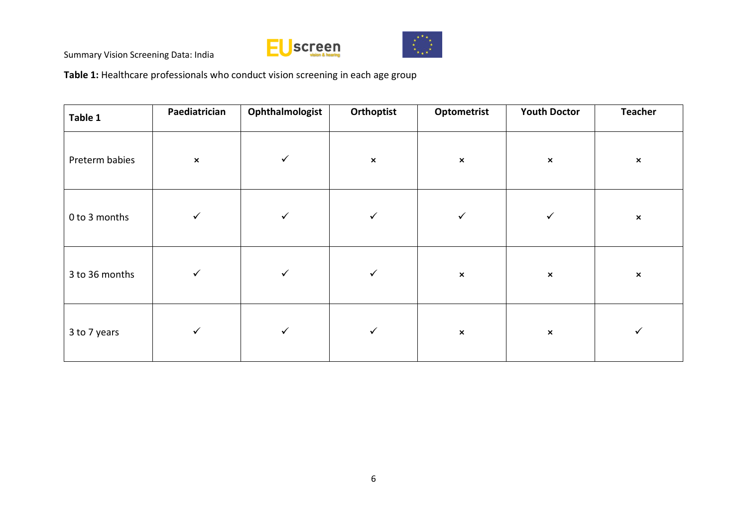**Table 1:** Healthcare professionals who conduct vision screening in each age group

| Table 1 | Paediatrician | Ophthalmologist | Orthoptist | Optometrist | Youth Doctor | Teacher |
|---|---|---|---|---|---|---|
| Preterm babies | × | ✓ | × | × | × | × |
| 0 to 3 months | ✓ | ✓ | ✓ | ✓ | ✓ | × |
| 3 to 36 months | ✓ | ✓ | ✓ | × | × | × |
| 3 to 7 years | ✓ | ✓ | ✓ | × | × | ✓ |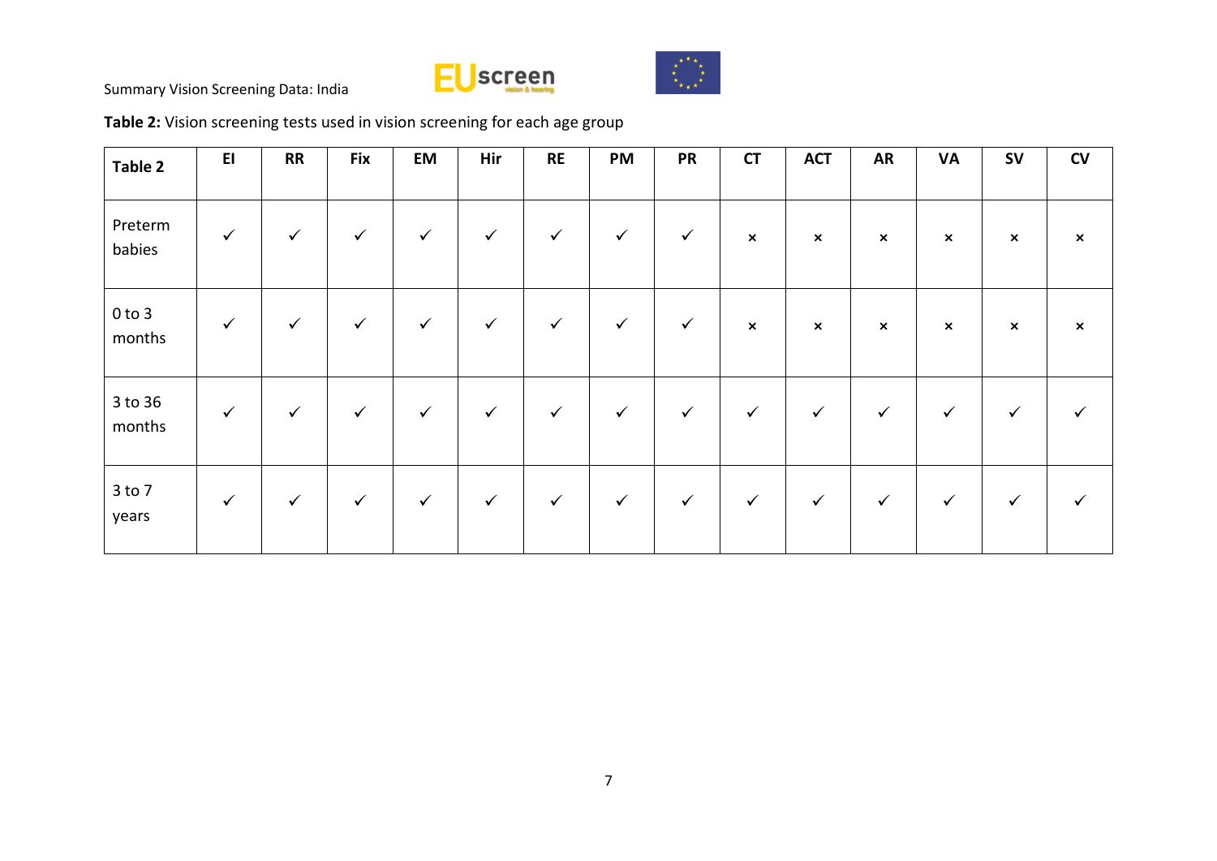**Table 2:** Vision screening tests used in vision screening for each age group

| Table 2 | EI | RR | Fix | EM | Hir | RE | PM | PR | CT | ACT | AR | VA | SV | CV |
|---|---|---|---|---|---|---|---|---|---|---|---|---|---|---|
| Preterm babies | ✓ | ✓ | ✓ | ✓ | ✓ | ✓ | ✓ | ✓ | × | × | × | × | × | × |
| 0 to 3 months | ✓ | ✓ | ✓ | ✓ | ✓ | ✓ | ✓ | ✓ | × | × | × | × | × | × |
| 3 to 36 months | ✓ | ✓ | ✓ | ✓ | ✓ | ✓ | ✓ | ✓ | ✓ | ✓ | ✓ | ✓ | ✓ | ✓ |
| 3 to 7 years | ✓ | ✓ | ✓ | ✓ | ✓ | ✓ | ✓ | ✓ | ✓ | ✓ | ✓ | ✓ | ✓ | ✓ |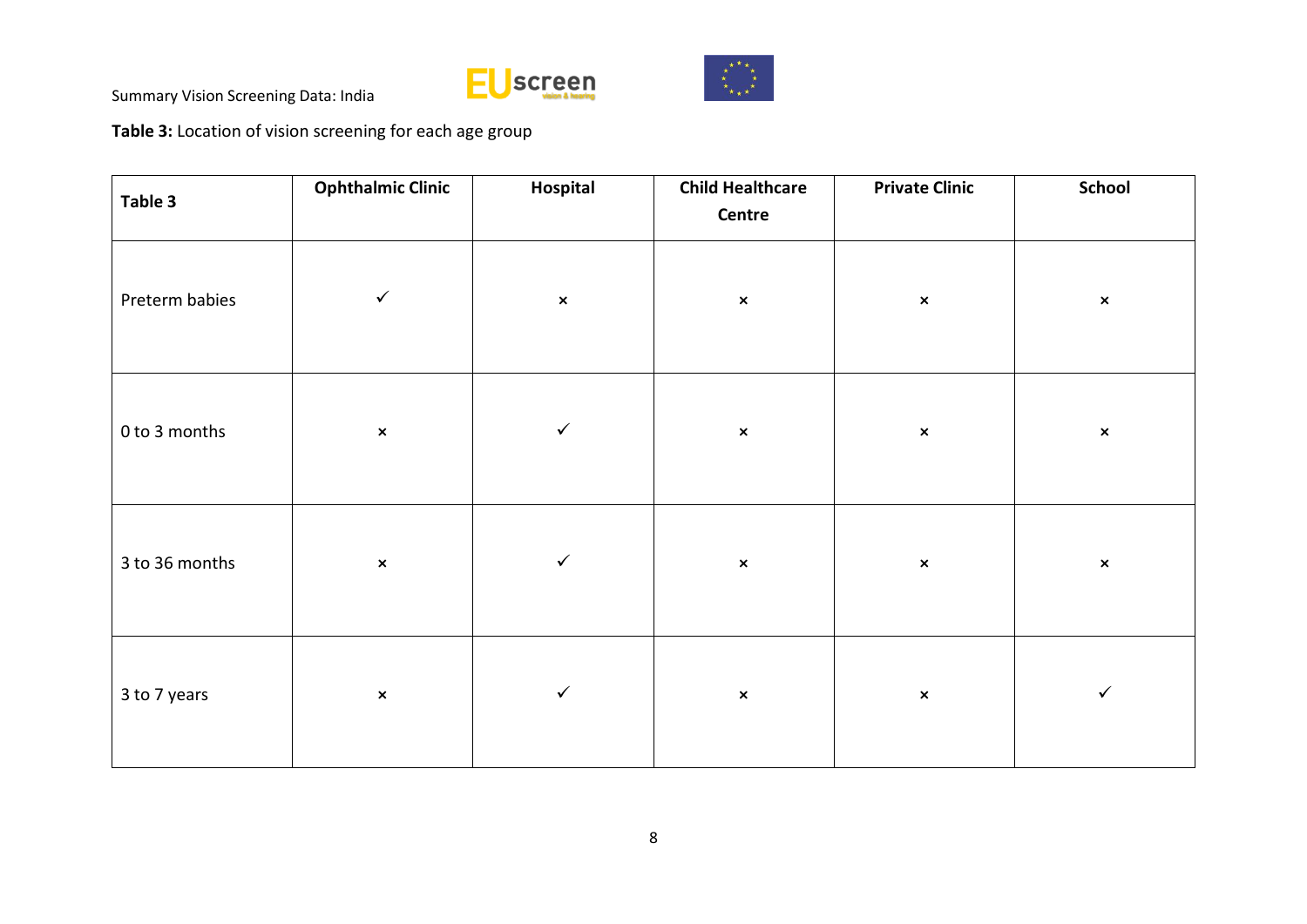**Table 3:** Location of vision screening for each age group

| Table 3 | Ophthalmic Clinic | Hospital | Child Healthcare Centre | Private Clinic | School |
|---|---|---|---|---|---|
| Preterm babies | ✓ | × | × | × | × |
| 0 to 3 months | × | ✓ | × | × | × |
| 3 to 36 months | × | ✓ | × | × | × |
| 3 to 7 years | × | ✓ | × | × | ✓ |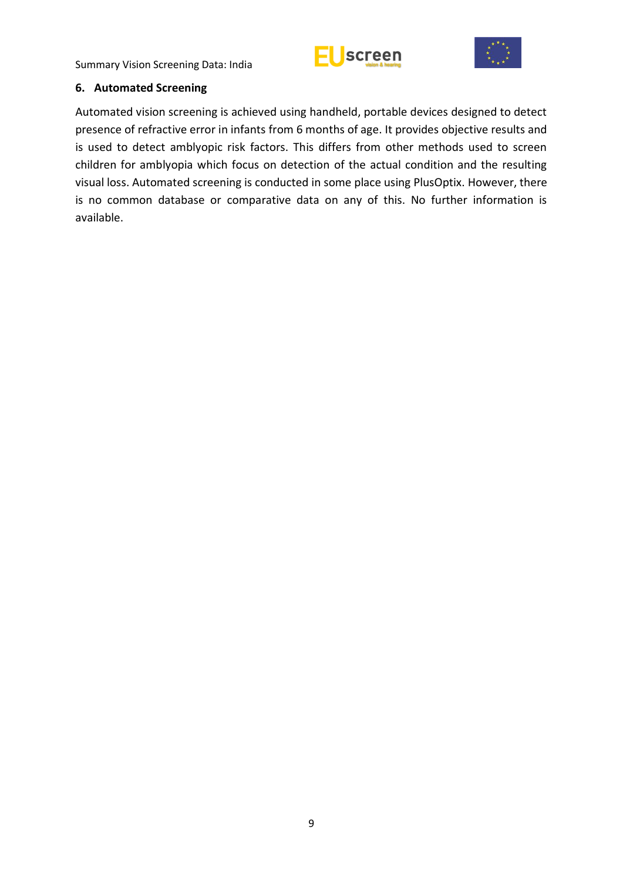## 6. Automated Screening

Automated vision screening is achieved using handheld, portable devices designed to detect presence of refractive error in infants from 6 months of age. It provides objective results and is used to detect amblyopic risk factors. This differs from other methods used to screen children for amblyopia which focus on detection of the actual condition and the resulting visual loss. Automated screening is conducted in some place using PlusOptix. However, there is no common database or comparative data on any of this. No further information is available.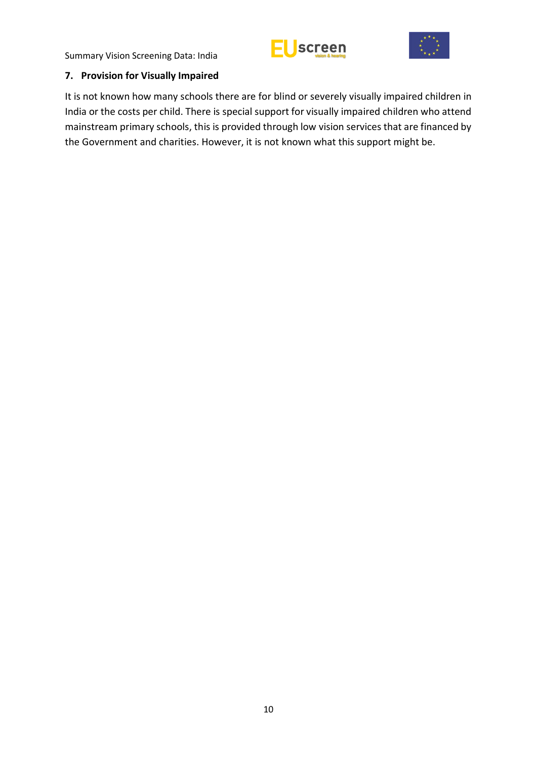## 7. Provision for Visually Impaired

It is not known how many schools there are for blind or severely visually impaired children in India or the costs per child. There is special support for visually impaired children who attend mainstream primary schools, this is provided through low vision services that are financed by the Government and charities. However, it is not known what this support might be.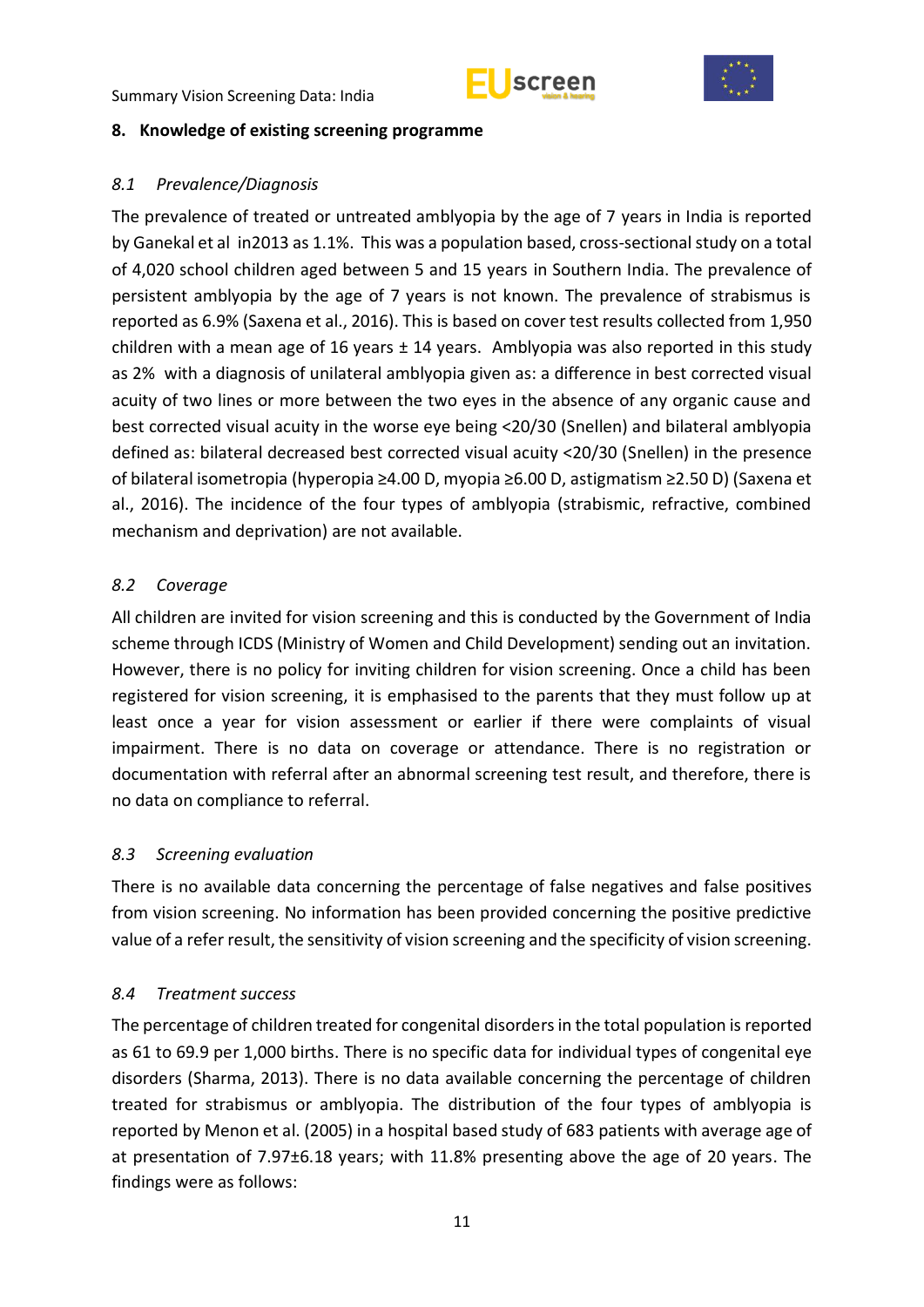## 8. Knowledge of existing screening programme

### *8.1 Prevalence/Diagnosis*

The prevalence of treated or untreated amblyopia by the age of 7 years in India is reported by Ganekal et al in2013 as 1.1%. This was a population based, cross-sectional study on a total of 4,020 school children aged between 5 and 15 years in Southern India. The prevalence of persistent amblyopia by the age of 7 years is not known. The prevalence of strabismus is reported as 6.9% (Saxena et al., 2016). This is based on cover test results collected from 1,950 children with a mean age of 16 years ± 14 years. Amblyopia was also reported in this study as 2% with a diagnosis of unilateral amblyopia given as: a difference in best corrected visual acuity of two lines or more between the two eyes in the absence of any organic cause and best corrected visual acuity in the worse eye being <20/30 (Snellen) and bilateral amblyopia defined as: bilateral decreased best corrected visual acuity <20/30 (Snellen) in the presence of bilateral isometropia (hyperopia ≥4.00 D, myopia ≥6.00 D, astigmatism ≥2.50 D) (Saxena et al., 2016). The incidence of the four types of amblyopia (strabismic, refractive, combined mechanism and deprivation) are not available.

### *8.2 Coverage*

All children are invited for vision screening and this is conducted by the Government of India scheme through ICDS (Ministry of Women and Child Development) sending out an invitation. However, there is no policy for inviting children for vision screening. Once a child has been registered for vision screening, it is emphasised to the parents that they must follow up at least once a year for vision assessment or earlier if there were complaints of visual impairment. There is no data on coverage or attendance. There is no registration or documentation with referral after an abnormal screening test result, and therefore, there is no data on compliance to referral.

### *8.3 Screening evaluation*

There is no available data concerning the percentage of false negatives and false positives from vision screening. No information has been provided concerning the positive predictive value of a refer result, the sensitivity of vision screening and the specificity of vision screening.

### *8.4 Treatment success*

The percentage of children treated for congenital disorders in the total population is reported as 61 to 69.9 per 1,000 births. There is no specific data for individual types of congenital eye disorders (Sharma, 2013). There is no data available concerning the percentage of children treated for strabismus or amblyopia. The distribution of the four types of amblyopia is reported by Menon et al. (2005) in a hospital based study of 683 patients with average age of at presentation of 7.97±6.18 years; with 11.8% presenting above the age of 20 years. The findings were as follows: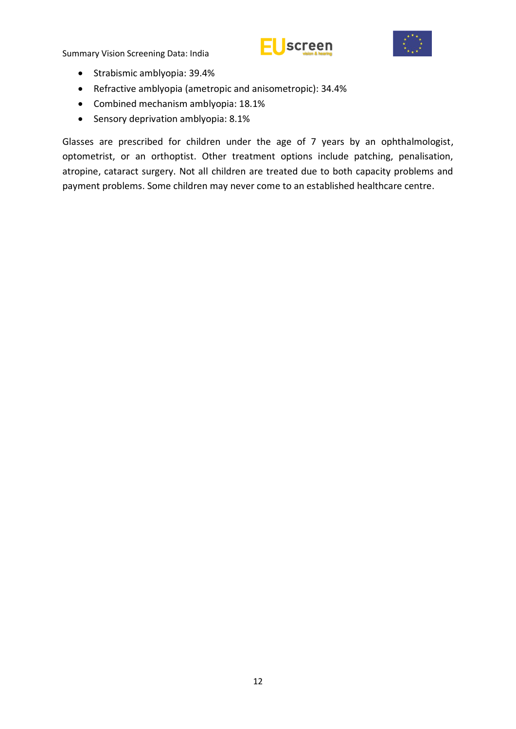- Strabismic amblyopia: 39.4%
- Refractive amblyopia (ametropic and anisometropic): 34.4%
- Combined mechanism amblyopia: 18.1%
- Sensory deprivation amblyopia: 8.1%

Glasses are prescribed for children under the age of 7 years by an ophthalmologist, optometrist, or an orthoptist. Other treatment options include patching, penalisation, atropine, cataract surgery. Not all children are treated due to both capacity problems and payment problems. Some children may never come to an established healthcare centre.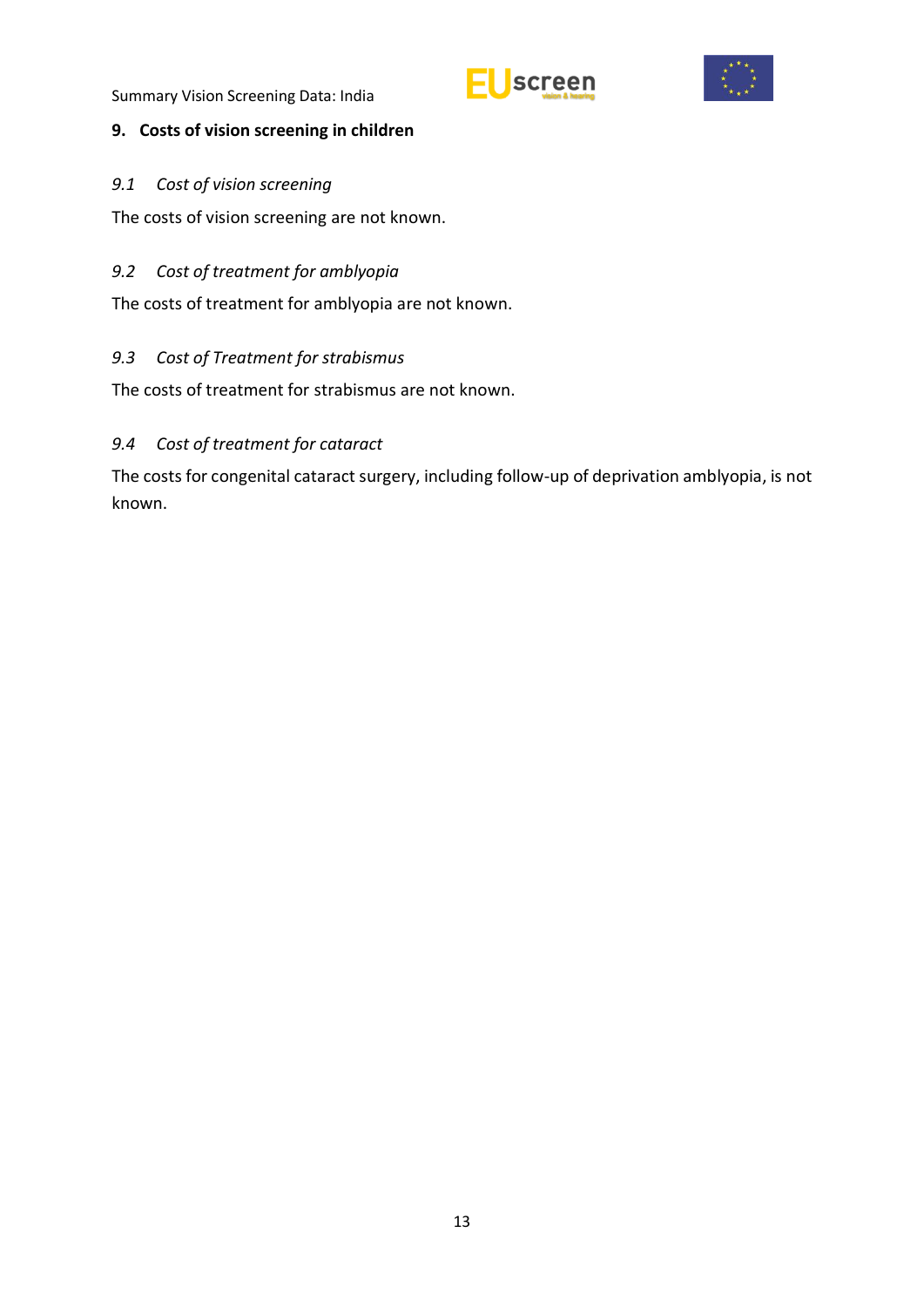## 9. Costs of vision screening in children

### *9.1 Cost of vision screening*

The costs of vision screening are not known.

### *9.2 Cost of treatment for amblyopia*

The costs of treatment for amblyopia are not known.

### *9.3 Cost of Treatment for strabismus*

The costs of treatment for strabismus are not known.

### *9.4 Cost of treatment for cataract*

The costs for congenital cataract surgery, including follow-up of deprivation amblyopia, is not known.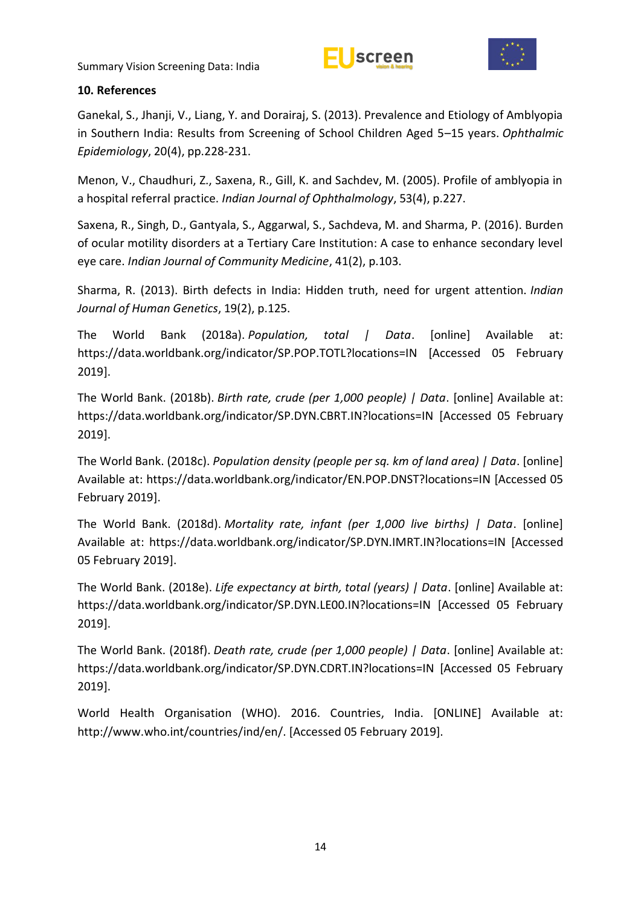### 10. References

Ganekal, S., Jhanji, V., Liang, Y. and Dorairaj, S. (2013). Prevalence and Etiology of Amblyopia in Southern India: Results from Screening of School Children Aged 5–15 years. *Ophthalmic Epidemiology*, 20(4), pp.228-231.

Menon, V., Chaudhuri, Z., Saxena, R., Gill, K. and Sachdev, M. (2005). Profile of amblyopia in a hospital referral practice. *Indian Journal of Ophthalmology*, 53(4), p.227.

Saxena, R., Singh, D., Gantyala, S., Aggarwal, S., Sachdeva, M. and Sharma, P. (2016). Burden of ocular motility disorders at a Tertiary Care Institution: A case to enhance secondary level eye care. *Indian Journal of Community Medicine*, 41(2), p.103.

Sharma, R. (2013). Birth defects in India: Hidden truth, need for urgent attention. *Indian Journal of Human Genetics*, 19(2), p.125.

The World Bank (2018a). *Population, total | Data*. [online] Available at: https://data.worldbank.org/indicator/SP.POP.TOTL?locations=IN [Accessed 05 February 2019].

The World Bank. (2018b). *Birth rate, crude (per 1,000 people) | Data*. [online] Available at: https://data.worldbank.org/indicator/SP.DYN.CBRT.IN?locations=IN [Accessed 05 February 2019].

The World Bank. (2018c). *Population density (people per sq. km of land area) | Data*. [online] Available at: https://data.worldbank.org/indicator/EN.POP.DNST?locations=IN [Accessed 05 February 2019].

The World Bank. (2018d). *Mortality rate, infant (per 1,000 live births) | Data*. [online] Available at: https://data.worldbank.org/indicator/SP.DYN.IMRT.IN?locations=IN [Accessed 05 February 2019].

The World Bank. (2018e). *Life expectancy at birth, total (years) | Data*. [online] Available at: https://data.worldbank.org/indicator/SP.DYN.LE00.IN?locations=IN [Accessed 05 February 2019].

The World Bank. (2018f). *Death rate, crude (per 1,000 people) | Data*. [online] Available at: https://data.worldbank.org/indicator/SP.DYN.CDRT.IN?locations=IN [Accessed 05 February 2019].

World Health Organisation (WHO). 2016. Countries, India. [ONLINE] Available at: http://www.who.int/countries/ind/en/. [Accessed 05 February 2019].